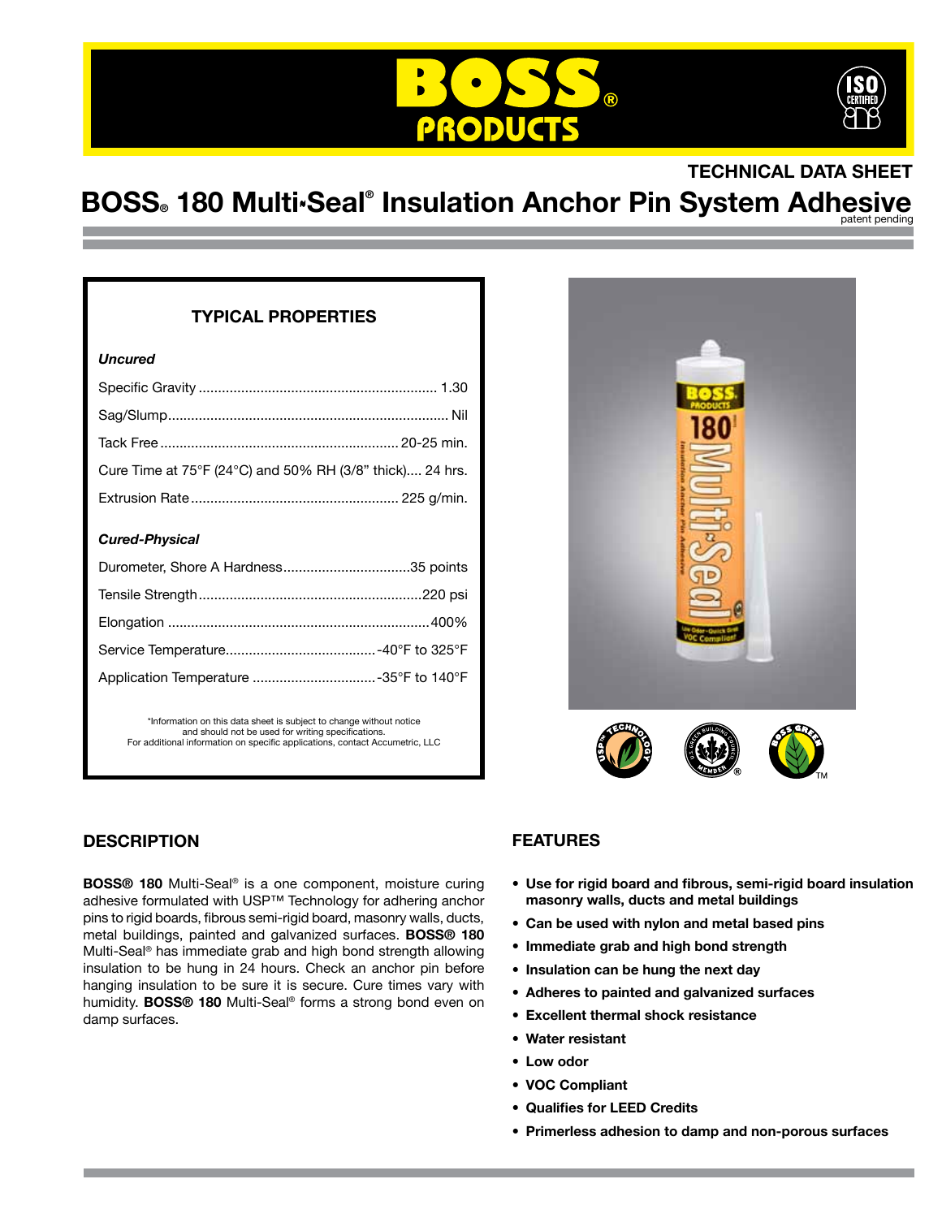TECHNICAL DATA SHEET

# BOSS® 180 Multi-Seal® Insulation Anchor Pin System Adhesive

patent pending

## TYPICAL PROPERTIES

***Uncured***

| Property | Value |
|---|---|
| Specific Gravity | 1.30 |
| Sag/Slump | Nil |
| Tack Free | 20-25 min. |
| Cure Time at 75°F (24°C) and 50% RH (3/8" thick) | 24 hrs. |
| Extrusion Rate | 225 g/min. |

***Cured-Physical***

| Property | Value |
|---|---|
| Durometer, Shore A Hardness | 35 points |
| Tensile Strength | 220 psi |
| Elongation | 400% |
| Service Temperature | -40°F to 325°F |
| Application Temperature | -35°F to 140°F |

*Information on this data sheet is subject to change without notice and should not be used for writing specifications.
For additional information on specific applications, contact Accumetric, LLC

## DESCRIPTION

**BOSS® 180** Multi-Seal® is a one component, moisture curing adhesive formulated with USP™ Technology for adhering anchor pins to rigid boards, fibrous semi-rigid board, masonry walls, ducts, metal buildings, painted and galvanized surfaces. **BOSS® 180** Multi-Seal® has immediate grab and high bond strength allowing insulation to be hung in 24 hours. Check an anchor pin before hanging insulation to be sure it is secure. Cure times vary with humidity. **BOSS® 180** Multi-Seal® forms a strong bond even on damp surfaces.

## FEATURES

- **Use for rigid board and fibrous, semi-rigid board insulation masonry walls, ducts and metal buildings**
- **Can be used with nylon and metal based pins**
- **Immediate grab and high bond strength**
- **Insulation can be hung the next day**
- **Adheres to painted and galvanized surfaces**
- **Excellent thermal shock resistance**
- **Water resistant**
- **Low odor**
- **VOC Compliant**
- **Qualifies for LEED Credits**
- **Primerless adhesion to damp and non-porous surfaces**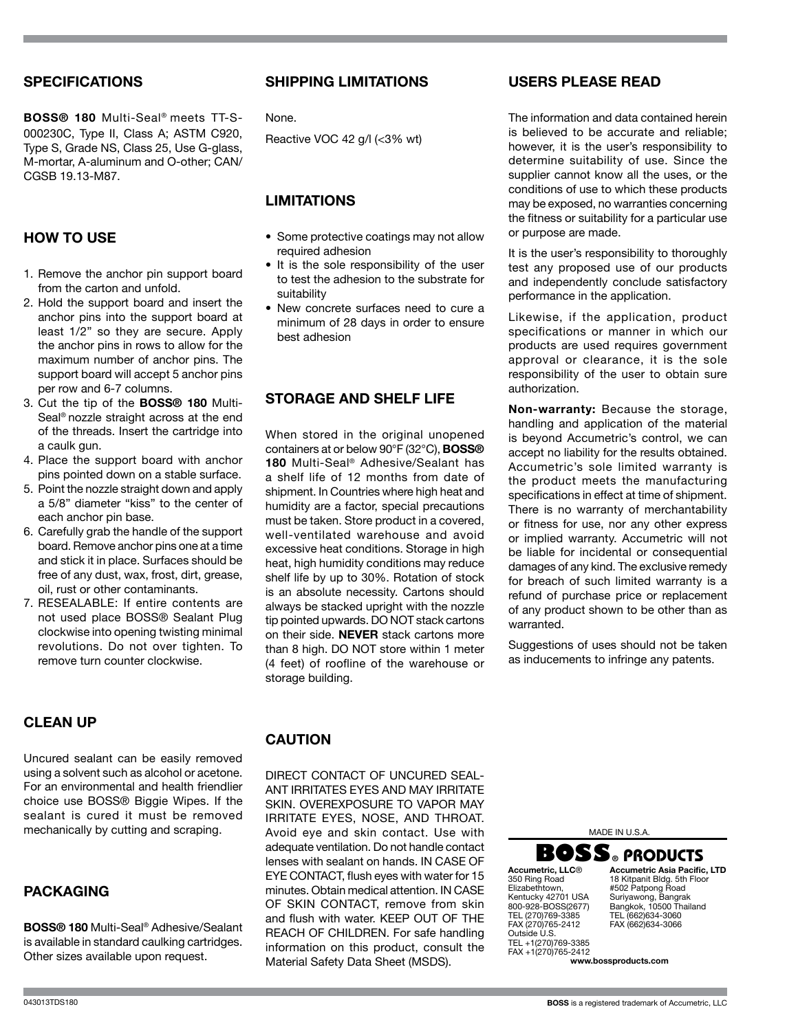## SPECIFICATIONS

**BOSS® 180** Multi-Seal® meets TT-S-000230C, Type II, Class A; ASTM C920, Type S, Grade NS, Class 25, Use G-glass, M-mortar, A-aluminum and O-other; CAN/CGSB 19.13-M87.

## HOW TO USE

1. Remove the anchor pin support board from the carton and unfold.
2. Hold the support board and insert the anchor pins into the support board at least 1/2" so they are secure. Apply the anchor pins in rows to allow for the maximum number of anchor pins. The support board will accept 5 anchor pins per row and 6-7 columns.
3. Cut the tip of the **BOSS® 180** Multi-Seal® nozzle straight across at the end of the threads. Insert the cartridge into a caulk gun.
4. Place the support board with anchor pins pointed down on a stable surface.
5. Point the nozzle straight down and apply a 5/8" diameter "kiss" to the center of each anchor pin base.
6. Carefully grab the handle of the support board. Remove anchor pins one at a time and stick it in place. Surfaces should be free of any dust, wax, frost, dirt, grease, oil, rust or other contaminants.
7. RESEALABLE: If entire contents are not used place BOSS® Sealant Plug clockwise into opening twisting minimal revolutions. Do not over tighten. To remove turn counter clockwise.

## CLEAN UP

Uncured sealant can be easily removed using a solvent such as alcohol or acetone. For an environmental and health friendlier choice use BOSS® Biggie Wipes. If the sealant is cured it must be removed mechanically by cutting and scraping.

## PACKAGING

**BOSS® 180** Multi-Seal® Adhesive/Sealant is available in standard caulking cartridges. Other sizes available upon request.

## SHIPPING LIMITATIONS

None.

Reactive VOC 42 g/l (<3% wt)

## LIMITATIONS

- Some protective coatings may not allow required adhesion
- It is the sole responsibility of the user to test the adhesion to the substrate for suitability
- New concrete surfaces need to cure a minimum of 28 days in order to ensure best adhesion

## STORAGE AND SHELF LIFE

When stored in the original unopened containers at or below 90°F (32°C), **BOSS® 180** Multi-Seal® Adhesive/Sealant has a shelf life of 12 months from date of shipment. In Countries where high heat and humidity are a factor, special precautions must be taken. Store product in a covered, well-ventilated warehouse and avoid excessive heat conditions. Storage in high heat, high humidity conditions may reduce shelf life by up to 30%. Rotation of stock is an absolute necessity. Cartons should always be stacked upright with the nozzle tip pointed upwards. DO NOT stack cartons on their side. **NEVER** stack cartons more than 8 high. DO NOT store within 1 meter (4 feet) of roofline of the warehouse or storage building.

## CAUTION

DIRECT CONTACT OF UNCURED SEALANT IRRITATES EYES AND MAY IRRITATE SKIN. OVEREXPOSURE TO VAPOR MAY IRRITATE EYES, NOSE, AND THROAT. Avoid eye and skin contact. Use with adequate ventilation. Do not handle contact lenses with sealant on hands. IN CASE OF EYE CONTACT, flush eyes with water for 15 minutes. Obtain medical attention. IN CASE OF SKIN CONTACT, remove from skin and flush with water. KEEP OUT OF THE REACH OF CHILDREN. For safe handling information on this product, consult the Material Safety Data Sheet (MSDS).

## USERS PLEASE READ

The information and data contained herein is believed to be accurate and reliable; however, it is the user's responsibility to determine suitability of use. Since the supplier cannot know all the uses, or the conditions of use to which these products may be exposed, no warranties concerning the fitness or suitability for a particular use or purpose are made.

It is the user's responsibility to thoroughly test any proposed use of our products and independently conclude satisfactory performance in the application.

Likewise, if the application, product specifications or manner in which our products are used requires government approval or clearance, it is the sole responsibility of the user to obtain sure authorization.

**Non-warranty:** Because the storage, handling and application of the material is beyond Accumetric's control, we can accept no liability for the results obtained. Accumetric's sole limited warranty is the product meets the manufacturing specifications in effect at time of shipment. There is no warranty of merchantability or fitness for use, nor any other express or implied warranty. Accumetric will not be liable for incidental or consequential damages of any kind. The exclusive remedy for breach of such limited warranty is a refund of purchase price or replacement of any product shown to be other than as warranted.

Suggestions of uses should not be taken as inducements to infringe any patents.

MADE IN U.S.A.

**BOSS® PRODUCTS**

**Accumetric, LLC®**
350 Ring Road
Elizabethtown,
Kentucky 42701 USA
800-928-BOSS(2677)
TEL (270)769-3385
FAX (270)765-2412
Outside U.S.
TEL +1(270)769-3385
FAX +1(270)765-2412

**Accumetric Asia Pacific, LTD**
18 Kitpanit Bldg. 5th Floor
#502 Patpong Road
Suriyawong, Bangrak
Bangkok, 10500 Thailand
TEL (662)634-3060
FAX (662)634-3066

**www.bossproducts.com**

043013TDS180

**BOSS** is a registered trademark of Accumetric, LLC